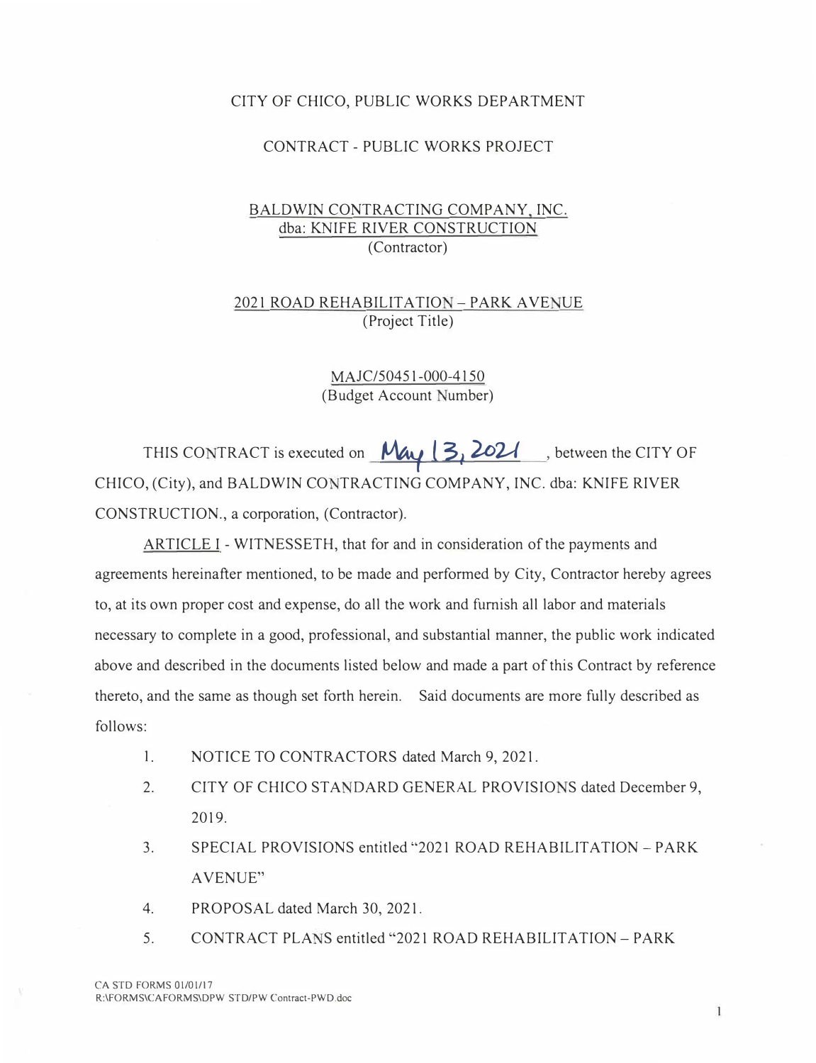CITY OF CHICO, PUBLIC WORKS DEPARTMENT

CONTRACT - PUBLIC WORKS PROJECT

BALDWIN CONTRACTING COMPANY, INC.
dba: KNIFE RIVER CONSTRUCTION
(Contractor)

2021 ROAD REHABILITATION – PARK AVENUE
(Project Title)

MAJC/50451-000-4150
(Budget Account Number)

THIS CONTRACT is executed on May 13, 2021, between the CITY OF CHICO, (City), and BALDWIN CONTRACTING COMPANY, INC. dba: KNIFE RIVER CONSTRUCTION., a corporation, (Contractor).

ARTICLE I - WITNESSETH, that for and in consideration of the payments and agreements hereinafter mentioned, to be made and performed by City, Contractor hereby agrees to, at its own proper cost and expense, do all the work and furnish all labor and materials necessary to complete in a good, professional, and substantial manner, the public work indicated above and described in the documents listed below and made a part of this Contract by reference thereto, and the same as though set forth herein. Said documents are more fully described as follows:

1. NOTICE TO CONTRACTORS dated March 9, 2021.
2. CITY OF CHICO STANDARD GENERAL PROVISIONS dated December 9, 2019.
3. SPECIAL PROVISIONS entitled "2021 ROAD REHABILITATION – PARK AVENUE"
4. PROPOSAL dated March 30, 2021.
5. CONTRACT PLANS entitled "2021 ROAD REHABILITATION – PARK

CA STD FORMS 01/01/17
R:\FORMS\CAFORMS\DPW STD\PW Contract-PWD.doc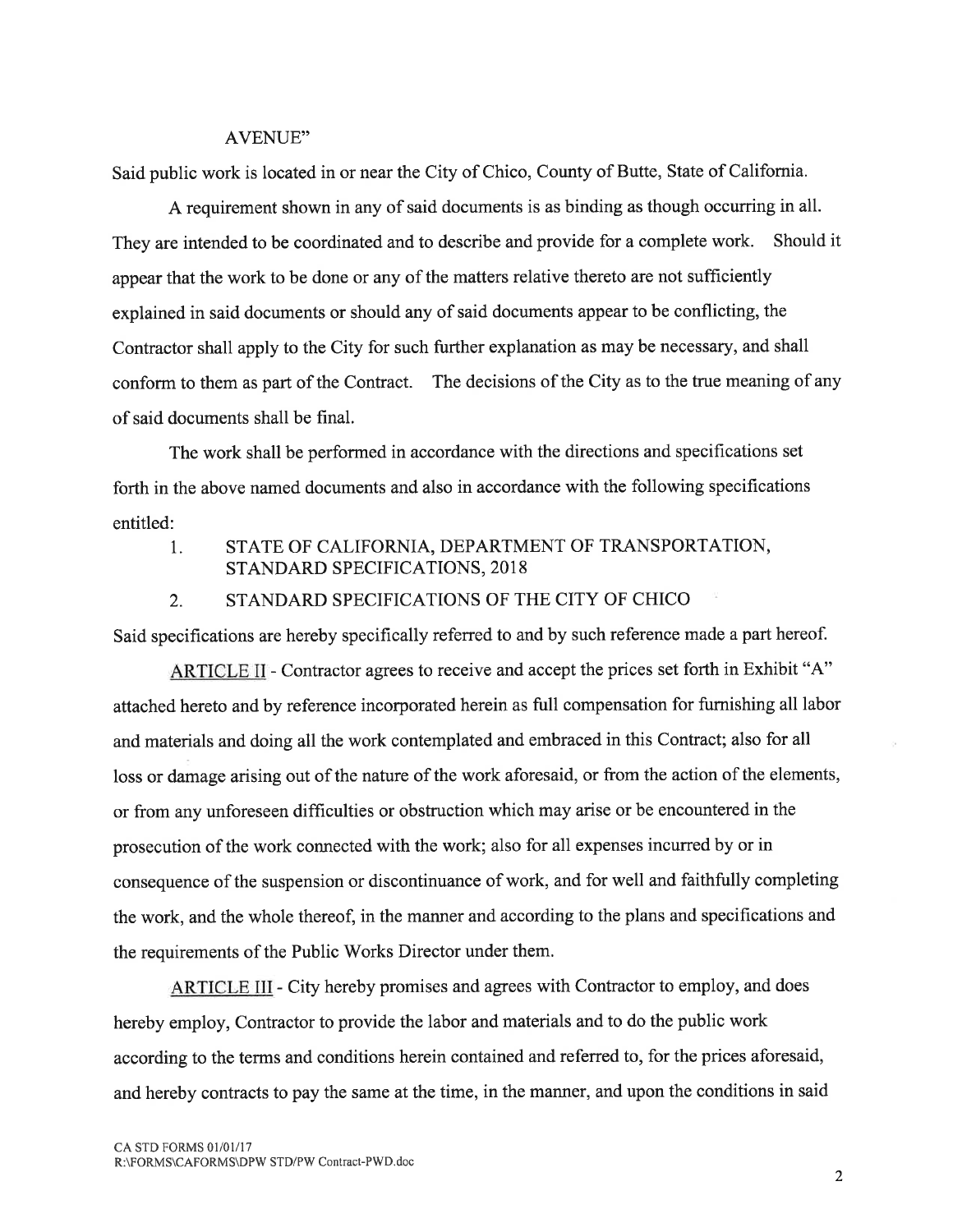AVENUE"

Said public work is located in or near the City of Chico, County of Butte, State of California.

A requirement shown in any of said documents is as binding as though occurring in all. They are intended to be coordinated and to describe and provide for a complete work. Should it appear that the work to be done or any of the matters relative thereto are not sufficiently explained in said documents or should any of said documents appear to be conflicting, the Contractor shall apply to the City for such further explanation as may be necessary, and shall conform to them as part of the Contract. The decisions of the City as to the true meaning of any of said documents shall be final.

The work shall be performed in accordance with the directions and specifications set forth in the above named documents and also in accordance with the following specifications entitled:

1. STATE OF CALIFORNIA, DEPARTMENT OF TRANSPORTATION, STANDARD SPECIFICATIONS, 2018
2. STANDARD SPECIFICATIONS OF THE CITY OF CHICO

Said specifications are hereby specifically referred to and by such reference made a part hereof.

<u>ARTICLE II</u> - Contractor agrees to receive and accept the prices set forth in Exhibit "A" attached hereto and by reference incorporated herein as full compensation for furnishing all labor and materials and doing all the work contemplated and embraced in this Contract; also for all loss or damage arising out of the nature of the work aforesaid, or from the action of the elements, or from any unforeseen difficulties or obstruction which may arise or be encountered in the prosecution of the work connected with the work; also for all expenses incurred by or in consequence of the suspension or discontinuance of work, and for well and faithfully completing the work, and the whole thereof, in the manner and according to the plans and specifications and the requirements of the Public Works Director under them.

<u>ARTICLE III</u> - City hereby promises and agrees with Contractor to employ, and does hereby employ, Contractor to provide the labor and materials and to do the public work according to the terms and conditions herein contained and referred to, for the prices aforesaid, and hereby contracts to pay the same at the time, in the manner, and upon the conditions in said

CA STD FORMS 01/01/17
R:\FORMS\CAFORMS\DPW STD\PW Contract-PWD.doc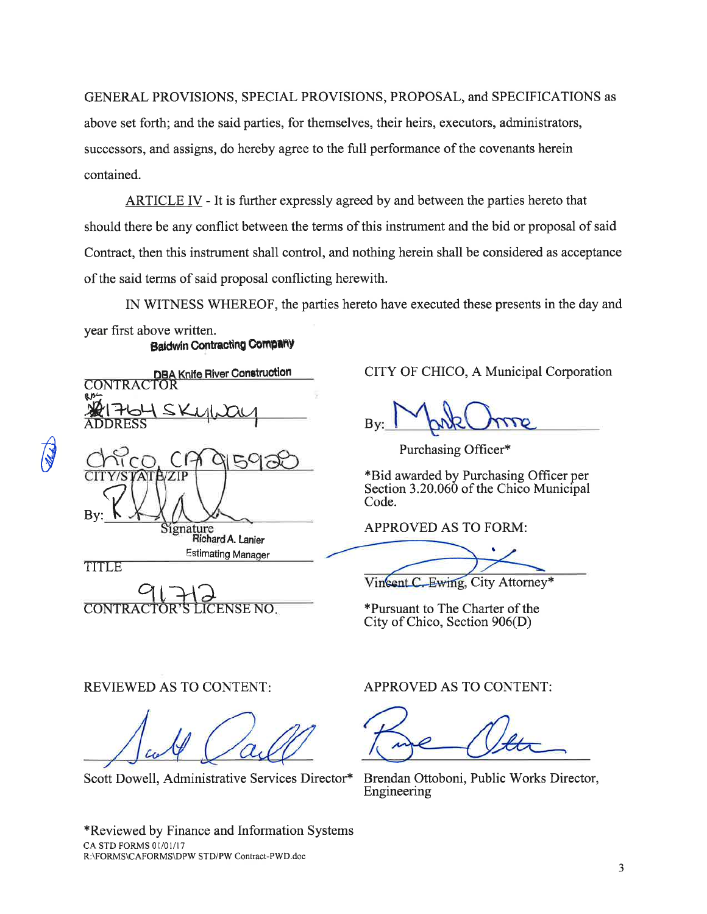GENERAL PROVISIONS, SPECIAL PROVISIONS, PROPOSAL, and SPECIFICATIONS as above set forth; and the said parties, for themselves, their heirs, executors, administrators, successors, and assigns, do hereby agree to the full performance of the covenants herein contained.

ARTICLE IV - It is further expressly agreed by and between the parties hereto that should there be any conflict between the terms of this instrument and the bid or proposal of said Contract, then this instrument shall control, and nothing herein shall be considered as acceptance of the said terms of said proposal conflicting herewith.

IN WITNESS WHEREOF, the parties hereto have executed these presents in the day and year first above written.

Baldwin Contracting Company
DBA Knife River Construction
CONTRACTOR

1764 Skyway
ADDRESS

Chico, CA 95928
CITY/STATE/ZIP

By: _______________
Signature
Richard A. Lanier
Estimating Manager
TITLE

91712
CONTRACTOR'S LICENSE NO.

CITY OF CHICO, A Municipal Corporation

By: Mark Orme
Purchasing Officer*

*Bid awarded by Purchasing Officer per Section 3.20.060 of the Chico Municipal Code.

APPROVED AS TO FORM:

_______________
Vincent C. Ewing, City Attorney*

*Pursuant to The Charter of the City of Chico, Section 906(D)

REVIEWED AS TO CONTENT:

_______________
Scott Dowell, Administrative Services Director*

APPROVED AS TO CONTENT:

_______________
Brendan Ottoboni, Public Works Director, Engineering

*Reviewed by Finance and Information Systems

CA STD FORMS 01/01/17
R:\FORMS\CAFORMS\DPW STD\PW Contract-PWD.doc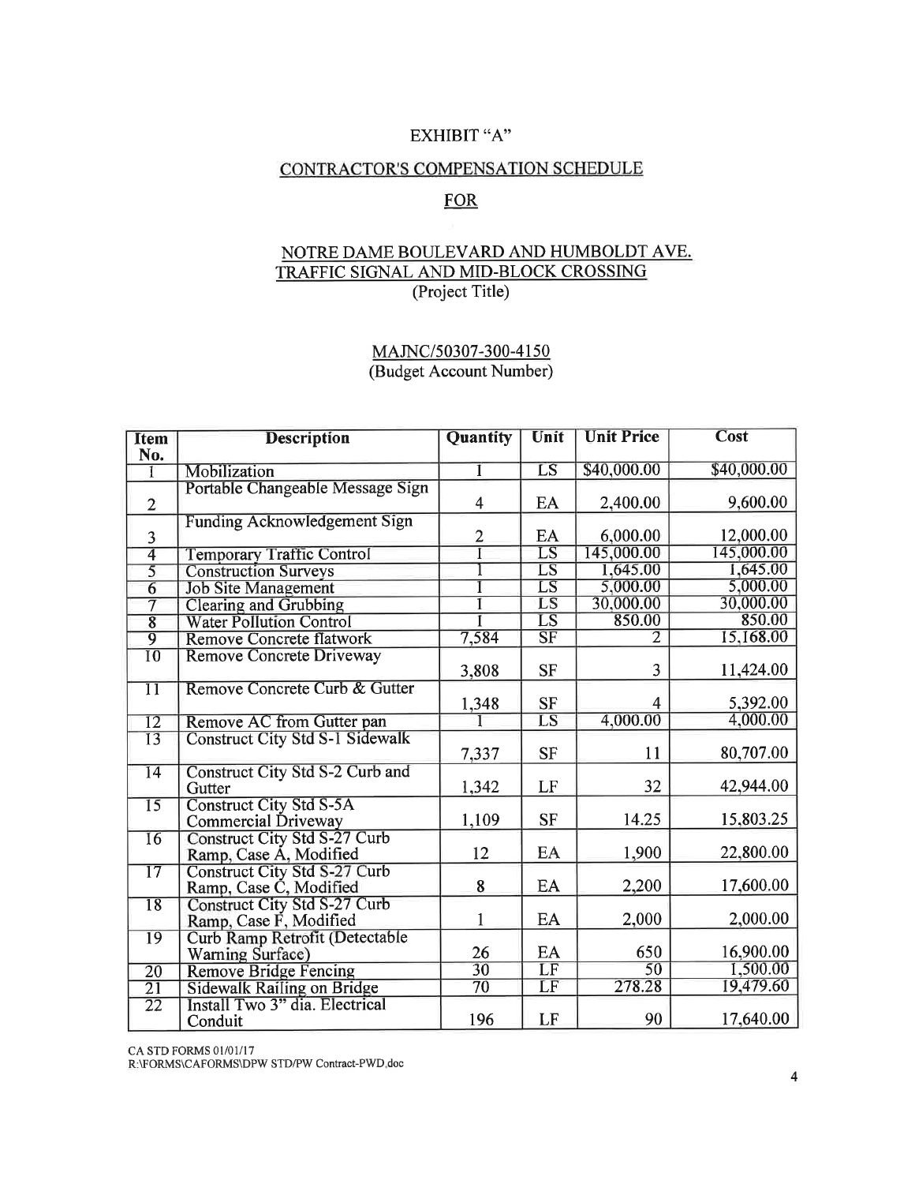EXHIBIT "A"

CONTRACTOR'S COMPENSATION SCHEDULE

FOR

NOTRE DAME BOULEVARD AND HUMBOLDT AVE.
TRAFFIC SIGNAL AND MID-BLOCK CROSSING
(Project Title)

MAJNC/50307-300-4150
(Budget Account Number)

| Item No. | Description | Quantity | Unit | Unit Price | Cost |
|---|---|---|---|---|---|
| 1 | Mobilization | 1 | LS | $40,000.00 | $40,000.00 |
| 2 | Portable Changeable Message Sign | 4 | EA | 2,400.00 | 9,600.00 |
| 3 | Funding Acknowledgement Sign | 2 | EA | 6,000.00 | 12,000.00 |
| 4 | Temporary Traffic Control | 1 | LS | 145,000.00 | 145,000.00 |
| 5 | Construction Surveys | 1 | LS | 1,645.00 | 1,645.00 |
| 6 | Job Site Management | 1 | LS | 5,000.00 | 5,000.00 |
| 7 | Clearing and Grubbing | 1 | LS | 30,000.00 | 30,000.00 |
| 8 | Water Pollution Control | 1 | LS | 850.00 | 850.00 |
| 9 | Remove Concrete flatwork | 7,584 | SF | 2 | 15,168.00 |
| 10 | Remove Concrete Driveway | 3,808 | SF | 3 | 11,424.00 |
| 11 | Remove Concrete Curb & Gutter | 1,348 | SF | 4 | 5,392.00 |
| 12 | Remove AC from Gutter pan | 1 | LS | 4,000.00 | 4,000.00 |
| 13 | Construct City Std S-1 Sidewalk | 7,337 | SF | 11 | 80,707.00 |
| 14 | Construct City Std S-2 Curb and Gutter | 1,342 | LF | 32 | 42,944.00 |
| 15 | Construct City Std S-5A Commercial Driveway | 1,109 | SF | 14.25 | 15,803.25 |
| 16 | Construct City Std S-27 Curb Ramp, Case A, Modified | 12 | EA | 1,900 | 22,800.00 |
| 17 | Construct City Std S-27 Curb Ramp, Case C, Modified | 8 | EA | 2,200 | 17,600.00 |
| 18 | Construct City Std S-27 Curb Ramp, Case F, Modified | 1 | EA | 2,000 | 2,000.00 |
| 19 | Curb Ramp Retrofit (Detectable Warning Surface) | 26 | EA | 650 | 16,900.00 |
| 20 | Remove Bridge Fencing | 30 | LF | 50 | 1,500.00 |
| 21 | Sidewalk Railing on Bridge | 70 | LF | 278.28 | 19,479.60 |
| 22 | Install Two 3" dia. Electrical Conduit | 196 | LF | 90 | 17,640.00 |

CA STD FORMS 01/01/17
R:\FORMS\CAFORMS\DPW STD\PW Contract-PWD.doc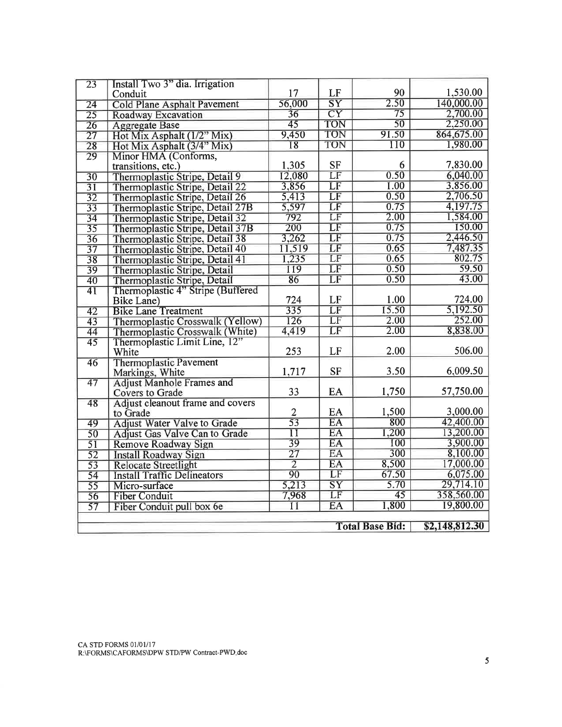| | | | | | |
|---|---|---|---|---|---|
| 23 | Install Two 3" dia. Irrigation Conduit | 17 | LF | 90 | 1,530.00 |
| 24 | Cold Plane Asphalt Pavement | 56,000 | SY | 2.50 | 140,000.00 |
| 25 | Roadway Excavation | 36 | CY | 75 | 2,700.00 |
| 26 | Aggregate Base | 45 | TON | 50 | 2,250.00 |
| 27 | Hot Mix Asphalt (1/2" Mix) | 9,450 | TON | 91.50 | 864,675.00 |
| 28 | Hot Mix Asphalt (3/4" Mix) | 18 | TON | 110 | 1,980.00 |
| 29 | Minor HMA (Conforms, transitions, etc.) | 1,305 | SF | 6 | 7,830.00 |
| 30 | Thermoplastic Stripe, Detail 9 | 12,080 | LF | 0.50 | 6,040.00 |
| 31 | Thermoplastic Stripe, Detail 22 | 3,856 | LF | 1.00 | 3,856.00 |
| 32 | Thermoplastic Stripe, Detail 26 | 5,413 | LF | 0.50 | 2,706.50 |
| 33 | Thermoplastic Stripe, Detail 27B | 5,597 | LF | 0.75 | 4,197.75 |
| 34 | Thermoplastic Stripe, Detail 32 | 792 | LF | 2.00 | 1,584.00 |
| 35 | Thermoplastic Stripe, Detail 37B | 200 | LF | 0.75 | 150.00 |
| 36 | Thermoplastic Stripe, Detail 38 | 3,262 | LF | 0.75 | 2,446.50 |
| 37 | Thermoplastic Stripe, Detail 40 | 11,519 | LF | 0.65 | 7,487.35 |
| 38 | Thermoplastic Stripe, Detail 41 | 1,235 | LF | 0.65 | 802.75 |
| 39 | Thermoplastic Stripe, Detail | 119 | LF | 0.50 | 59.50 |
| 40 | Thermoplastic Stripe, Detail | 86 | LF | 0.50 | 43.00 |
| 41 | Thermoplastic 4" Stripe (Buffered Bike Lane) | 724 | LF | 1.00 | 724.00 |
| 42 | Bike Lane Treatment | 335 | LF | 15.50 | 5,192.50 |
| 43 | Thermoplastic Crosswalk (Yellow) | 126 | LF | 2.00 | 252.00 |
| 44 | Thermoplastic Crosswalk (White) | 4,419 | LF | 2.00 | 8,838.00 |
| 45 | Thermoplastic Limit Line, 12" White | 253 | LF | 2.00 | 506.00 |
| 46 | Thermoplastic Pavement Markings, White | 1,717 | SF | 3.50 | 6,009.50 |
| 47 | Adjust Manhole Frames and Covers to Grade | 33 | EA | 1,750 | 57,750.00 |
| 48 | Adjust cleanout frame and covers to Grade | 2 | EA | 1,500 | 3,000.00 |
| 49 | Adjust Water Valve to Grade | 53 | EA | 800 | 42,400.00 |
| 50 | Adjust Gas Valve Can to Grade | 11 | EA | 1,200 | 13,200.00 |
| 51 | Remove Roadway Sign | 39 | EA | 100 | 3,900.00 |
| 52 | Install Roadway Sign | 27 | EA | 300 | 8,100.00 |
| 53 | Relocate Streetlight | 2 | EA | 8,500 | 17,000.00 |
| 54 | Install Traffic Delineators | 90 | LF | 67.50 | 6,075.00 |
| 55 | Micro-surface | 5,213 | SY | 5.70 | 29,714.10 |
| 56 | Fiber Conduit | 7,968 | LF | 45 | 358,560.00 |
| 57 | Fiber Conduit pull box 6e | 11 | EA | 1,800 | 19,800.00 |
| | | | | **Total Base Bid:** | **$2,148,812.30** |

CA STD FORMS 01/01/17
R:\FORMS\CAFORMS\DPW STD/PW Contract-PWD.doc